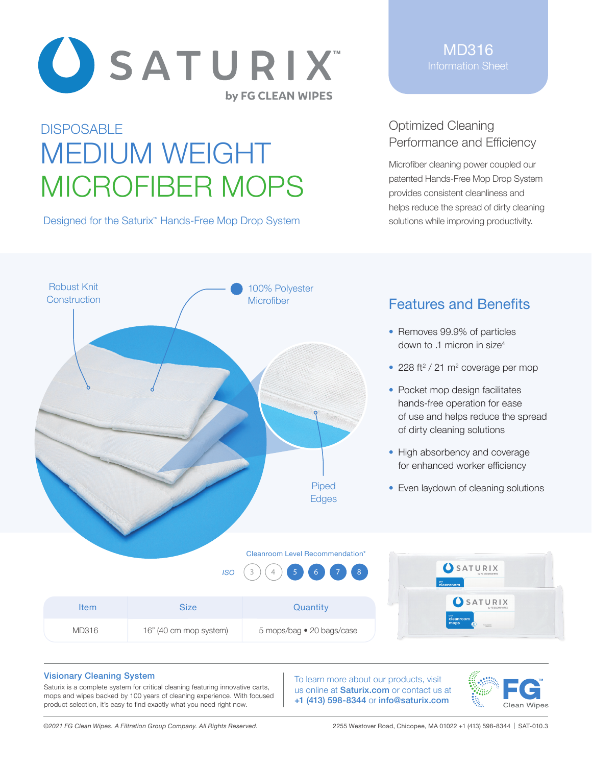# SATURIX™ by FG CLEAN WIPES

**MD316**
Information Sheet

DISPOSABLE

# MEDIUM WEIGHT MICROFIBER MOPS

Designed for the Saturix™ Hands-Free Mop Drop System

## Optimized Cleaning Performance and Efficiency

Microfiber cleaning power coupled our patented Hands-Free Mop Drop System provides consistent cleanliness and helps reduce the spread of dirty cleaning solutions while improving productivity.

Robust Knit Construction

100% Polyester Microfiber

Piped Edges

## Features and Benefits

- Removes 99.9% of particles down to .1 micron in size[4]
- 228 ft$^2$ / 21 m$^2$ coverage per mop
- Pocket mop design facilitates hands-free operation for ease of use and helps reduce the spread of dirty cleaning solutions
- High absorbency and coverage for enhanced worker efficiency
- Even laydown of cleaning solutions

Cleanroom Level Recommendation*

ISO 3 4 **5 6 7 8**

| Item | Size | Quantity |
|---|---|---|
| MD316 | 16" (40 cm mop system) | 5 mops/bag • 20 bags/case |

### Visionary Cleaning System

Saturix is a complete system for critical cleaning featuring innovative carts, mops and wipes backed by 100 years of cleaning experience. With focused product selection, it's easy to find exactly what you need right now.

To learn more about our products, visit us online at **Saturix.com** or contact us at **+1 (413) 598-8344** or **info@saturix.com**

FG™ Clean Wipes

*©2021 FG Clean Wipes. A Filtration Group Company. All Rights Reserved.*

2255 Westover Road, Chicopee, MA 01022 +1 (413) 598-8344 | SAT-010.3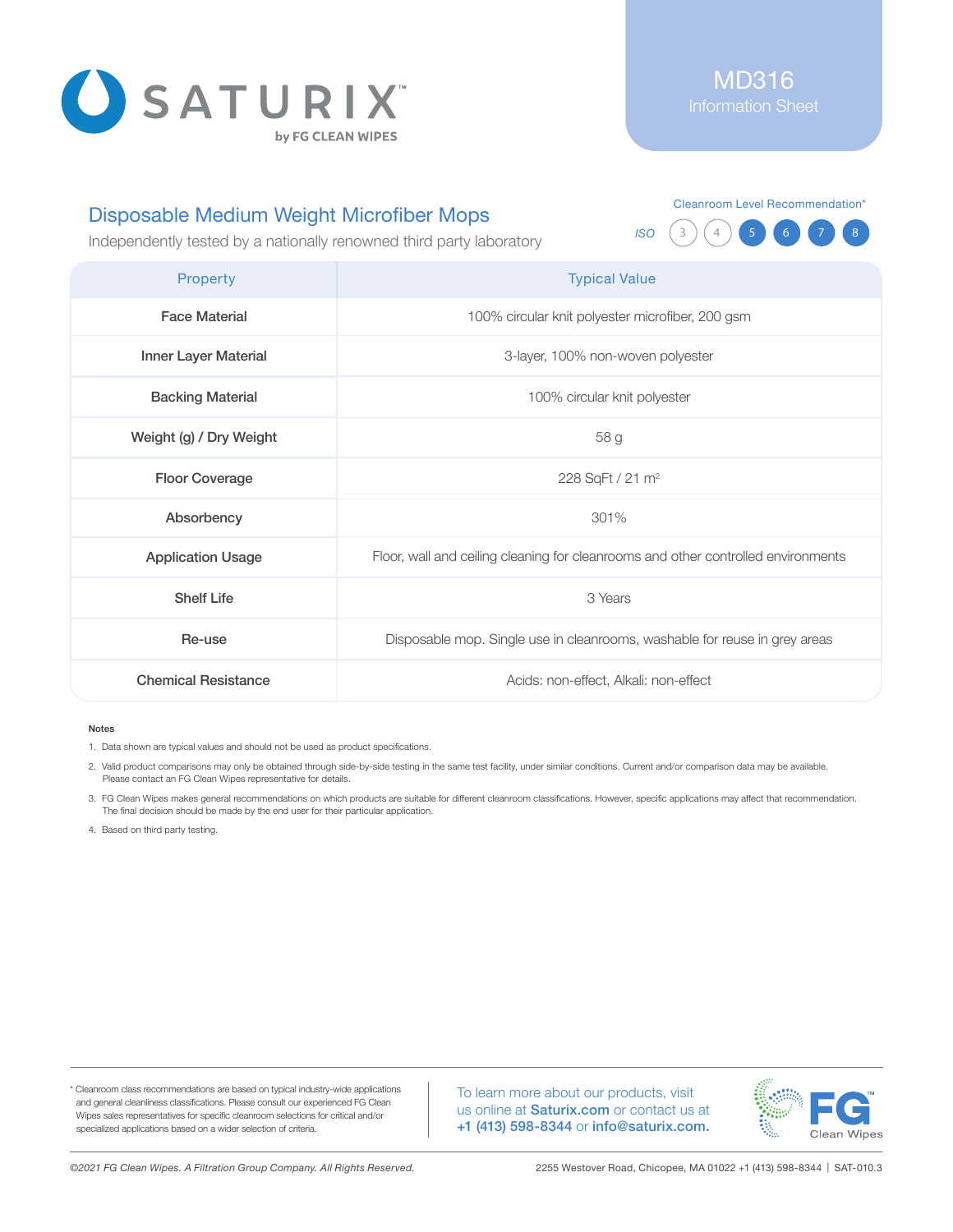SATURIX™
by FG CLEAN WIPES

MD316
Information Sheet

## Disposable Medium Weight Microfiber Mops

Independently tested by a nationally renowned third party laboratory

Cleanroom Level Recommendation*

ISO 3 4 **5** **6** **7** **8**

| Property | Typical Value |
|---|---|
| Face Material | 100% circular knit polyester microfiber, 200 gsm |
| Inner Layer Material | 3-layer, 100% non-woven polyester |
| Backing Material | 100% circular knit polyester |
| Weight (g) / Dry Weight | 58 g |
| Floor Coverage | 228 SqFt / 21 m² |
| Absorbency | 301% |
| Application Usage | Floor, wall and ceiling cleaning for cleanrooms and other controlled environments |
| Shelf Life | 3 Years |
| Re-use | Disposable mop. Single use in cleanrooms, washable for reuse in grey areas |
| Chemical Resistance | Acids: non-effect, Alkali: non-effect |

**Notes**

1. Data shown are typical values and should not be used as product specifications.
2. Valid product comparisons may only be obtained through side-by-side testing in the same test facility, under similar conditions. Current and/or comparison data may be available. Please contact an FG Clean Wipes representative for details.
3. FG Clean Wipes makes general recommendations on which products are suitable for different cleanroom classifications. However, specific applications may affect that recommendation. The final decision should be made by the end user for their particular application.
4. Based on third party testing.

\* Cleanroom class recommendations are based on typical industry-wide applications and general cleanliness classifications. Please consult our experienced FG Clean Wipes sales representatives for specific cleanroom selections for critical and/or specialized applications based on a wider selection of criteria.

To learn more about our products, visit us online at **Saturix.com** or contact us at **+1 (413) 598-8344** or **info@saturix.com.**

FG™ Clean Wipes

*©2021 FG Clean Wipes. A Filtration Group Company. All Rights Reserved.*

2255 Westover Road, Chicopee, MA 01022 +1 (413) 598-8344 | SAT-010.3